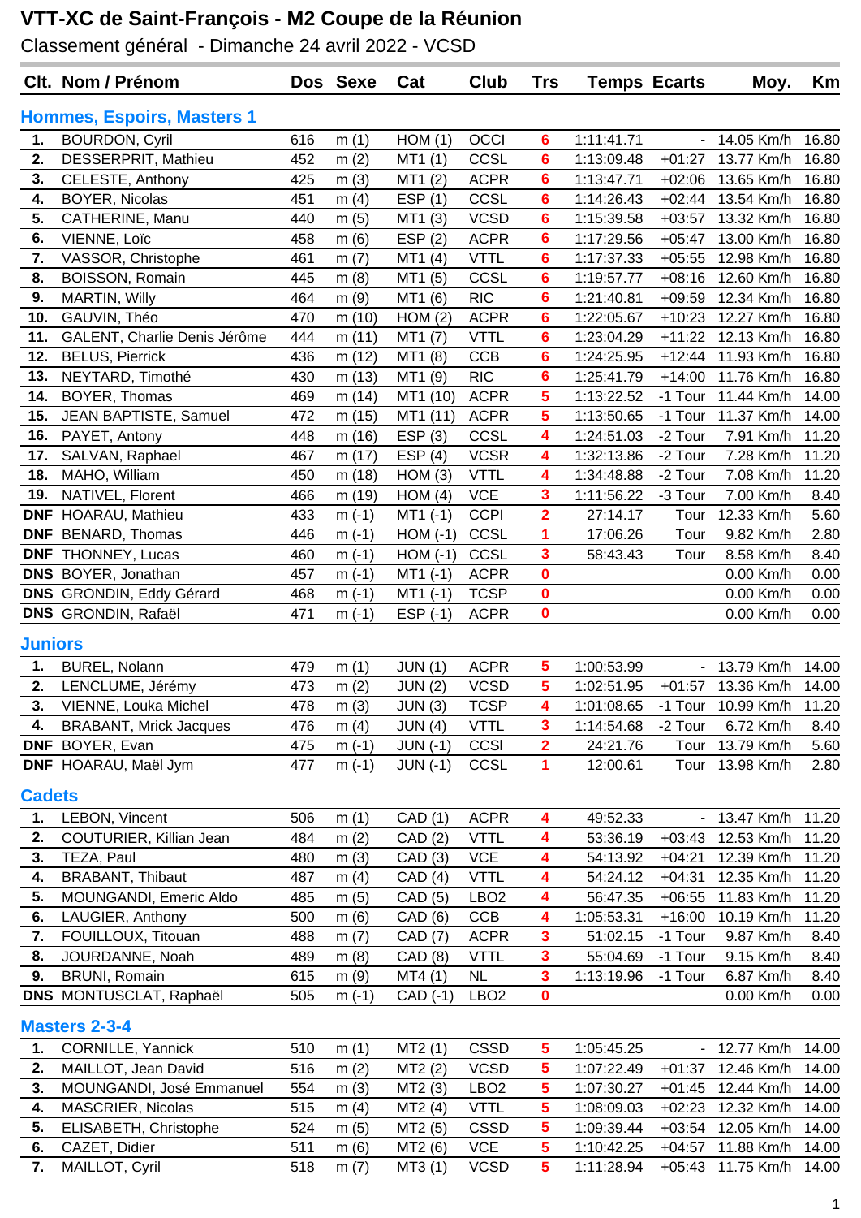# VTT-XC de Saint-François - M2 Coupe de la Réunion

Classement général - Dimanche 24 avril 2022 - VCSD

| Clt. | Nom / Prénom | Dos | Sexe | Cat | Club | Trs | Temps | Ecarts | Moy. | Km |
|---|---|---|---|---|---|---|---|---|---|---|
| **Hommes, Espoirs, Masters 1** | | | | | | | | | | |
| **1.** | BOURDON, Cyril | 616 | m (1) | HOM (1) | OCCI | 6 | 1:11:41.71 | - | 14.05 Km/h | 16.80 |
| **2.** | DESSERPRIT, Mathieu | 452 | m (2) | MT1 (1) | CCSL | 6 | 1:13:09.48 | +01:27 | 13.77 Km/h | 16.80 |
| **3.** | CELESTE, Anthony | 425 | m (3) | MT1 (2) | ACPR | 6 | 1:13:47.71 | +02:06 | 13.65 Km/h | 16.80 |
| **4.** | BOYER, Nicolas | 451 | m (4) | ESP (1) | CCSL | 6 | 1:14:26.43 | +02:44 | 13.54 Km/h | 16.80 |
| **5.** | CATHERINE, Manu | 440 | m (5) | MT1 (3) | VCSD | 6 | 1:15:39.58 | +03:57 | 13.32 Km/h | 16.80 |
| **6.** | VIENNE, Loïc | 458 | m (6) | ESP (2) | ACPR | 6 | 1:17:29.56 | +05:47 | 13.00 Km/h | 16.80 |
| **7.** | VASSOR, Christophe | 461 | m (7) | MT1 (4) | VTTL | 6 | 1:17:37.33 | +05:55 | 12.98 Km/h | 16.80 |
| **8.** | BOISSON, Romain | 445 | m (8) | MT1 (5) | CCSL | 6 | 1:19:57.77 | +08:16 | 12.60 Km/h | 16.80 |
| **9.** | MARTIN, Willy | 464 | m (9) | MT1 (6) | RIC | 6 | 1:21:40.81 | +09:59 | 12.34 Km/h | 16.80 |
| **10.** | GAUVIN, Théo | 470 | m (10) | HOM (2) | ACPR | 6 | 1:22:05.67 | +10:23 | 12.27 Km/h | 16.80 |
| **11.** | GALENT, Charlie Denis Jérôme | 444 | m (11) | MT1 (7) | VTTL | 6 | 1:23:04.29 | +11:22 | 12.13 Km/h | 16.80 |
| **12.** | BELUS, Pierrick | 436 | m (12) | MT1 (8) | CCB | 6 | 1:24:25.95 | +12:44 | 11.93 Km/h | 16.80 |
| **13.** | NEYTARD, Timothé | 430 | m (13) | MT1 (9) | RIC | 6 | 1:25:41.79 | +14:00 | 11.76 Km/h | 16.80 |
| **14.** | BOYER, Thomas | 469 | m (14) | MT1 (10) | ACPR | 5 | 1:13:22.52 | -1 Tour | 11.44 Km/h | 14.00 |
| **15.** | JEAN BAPTISTE, Samuel | 472 | m (15) | MT1 (11) | ACPR | 5 | 1:13:50.65 | -1 Tour | 11.37 Km/h | 14.00 |
| **16.** | PAYET, Antony | 448 | m (16) | ESP (3) | CCSL | 4 | 1:24:51.03 | -2 Tour | 7.91 Km/h | 11.20 |
| **17.** | SALVAN, Raphael | 467 | m (17) | ESP (4) | VCSR | 4 | 1:32:13.86 | -2 Tour | 7.28 Km/h | 11.20 |
| **18.** | MAHO, William | 450 | m (18) | HOM (3) | VTTL | 4 | 1:34:48.88 | -2 Tour | 7.08 Km/h | 11.20 |
| **19.** | NATIVEL, Florent | 466 | m (19) | HOM (4) | VCE | 3 | 1:11:56.22 | -3 Tour | 7.00 Km/h | 8.40 |
| **DNF** | HOARAU, Mathieu | 433 | m (-1) | MT1 (-1) | CCPI | 2 | 27:14.17 | Tour | 12.33 Km/h | 5.60 |
| **DNF** | BENARD, Thomas | 446 | m (-1) | HOM (-1) | CCSL | 1 | 17:06.26 | Tour | 9.82 Km/h | 2.80 |
| **DNF** | THONNEY, Lucas | 460 | m (-1) | HOM (-1) | CCSL | 3 | 58:43.43 | Tour | 8.58 Km/h | 8.40 |
| **DNS** | BOYER, Jonathan | 457 | m (-1) | MT1 (-1) | ACPR | 0 | | | 0.00 Km/h | 0.00 |
| **DNS** | GRONDIN, Eddy Gérard | 468 | m (-1) | MT1 (-1) | TCSP | 0 | | | 0.00 Km/h | 0.00 |
| **DNS** | GRONDIN, Rafaël | 471 | m (-1) | ESP (-1) | ACPR | 0 | | | 0.00 Km/h | 0.00 |
| **Juniors** | | | | | | | | | | |
| **1.** | BUREL, Nolann | 479 | m (1) | JUN (1) | ACPR | 5 | 1:00:53.99 | - | 13.79 Km/h | 14.00 |
| **2.** | LENCLUME, Jérémy | 473 | m (2) | JUN (2) | VCSD | 5 | 1:02:51.95 | +01:57 | 13.36 Km/h | 14.00 |
| **3.** | VIENNE, Louka Michel | 478 | m (3) | JUN (3) | TCSP | 4 | 1:01:08.65 | -1 Tour | 10.99 Km/h | 11.20 |
| **4.** | BRABANT, Mrick Jacques | 476 | m (4) | JUN (4) | VTTL | 3 | 1:14:54.68 | -2 Tour | 6.72 Km/h | 8.40 |
| **DNF** | BOYER, Evan | 475 | m (-1) | JUN (-1) | CCSl | 2 | 24:21.76 | Tour | 13.79 Km/h | 5.60 |
| **DNF** | HOARAU, Maël Jym | 477 | m (-1) | JUN (-1) | CCSL | 1 | 12:00.61 | Tour | 13.98 Km/h | 2.80 |
| **Cadets** | | | | | | | | | | |
| **1.** | LEBON, Vincent | 506 | m (1) | CAD (1) | ACPR | 4 | 49:52.33 | - | 13.47 Km/h | 11.20 |
| **2.** | COUTURIER, Killian Jean | 484 | m (2) | CAD (2) | VTTL | 4 | 53:36.19 | +03:43 | 12.53 Km/h | 11.20 |
| **3.** | TEZA, Paul | 480 | m (3) | CAD (3) | VCE | 4 | 54:13.92 | +04:21 | 12.39 Km/h | 11.20 |
| **4.** | BRABANT, Thibaut | 487 | m (4) | CAD (4) | VTTL | 4 | 54:24.12 | +04:31 | 12.35 Km/h | 11.20 |
| **5.** | MOUNGANDI, Emeric Aldo | 485 | m (5) | CAD (5) | LBO2 | 4 | 56:47.35 | +06:55 | 11.83 Km/h | 11.20 |
| **6.** | LAUGIER, Anthony | 500 | m (6) | CAD (6) | CCB | 4 | 1:05:53.31 | +16:00 | 10.19 Km/h | 11.20 |
| **7.** | FOUILLOUX, Titouan | 488 | m (7) | CAD (7) | ACPR | 3 | 51:02.15 | -1 Tour | 9.87 Km/h | 8.40 |
| **8.** | JOURDANNE, Noah | 489 | m (8) | CAD (8) | VTTL | 3 | 55:04.69 | -1 Tour | 9.15 Km/h | 8.40 |
| **9.** | BRUNI, Romain | 615 | m (9) | MT4 (1) | NL | 3 | 1:13:19.96 | -1 Tour | 6.87 Km/h | 8.40 |
| **DNS** | MONTUSCLAT, Raphaël | 505 | m (-1) | CAD (-1) | LBO2 | 0 | | | 0.00 Km/h | 0.00 |
| **Masters 2-3-4** | | | | | | | | | | |
| **1.** | CORNILLE, Yannick | 510 | m (1) | MT2 (1) | CSSD | 5 | 1:05:45.25 | - | 12.77 Km/h | 14.00 |
| **2.** | MAILLOT, Jean David | 516 | m (2) | MT2 (2) | VCSD | 5 | 1:07:22.49 | +01:37 | 12.46 Km/h | 14.00 |
| **3.** | MOUNGANDI, José Emmanuel | 554 | m (3) | MT2 (3) | LBO2 | 5 | 1:07:30.27 | +01:45 | 12.44 Km/h | 14.00 |
| **4.** | MASCRIER, Nicolas | 515 | m (4) | MT2 (4) | VTTL | 5 | 1:08:09.03 | +02:23 | 12.32 Km/h | 14.00 |
| **5.** | ELISABETH, Christophe | 524 | m (5) | MT2 (5) | CSSD | 5 | 1:09:39.44 | +03:54 | 12.05 Km/h | 14.00 |
| **6.** | CAZET, Didier | 511 | m (6) | MT2 (6) | VCE | 5 | 1:10:42.25 | +04:57 | 11.88 Km/h | 14.00 |
| **7.** | MAILLOT, Cyril | 518 | m (7) | MT3 (1) | VCSD | 5 | 1:11:28.94 | +05:43 | 11.75 Km/h | 14.00 |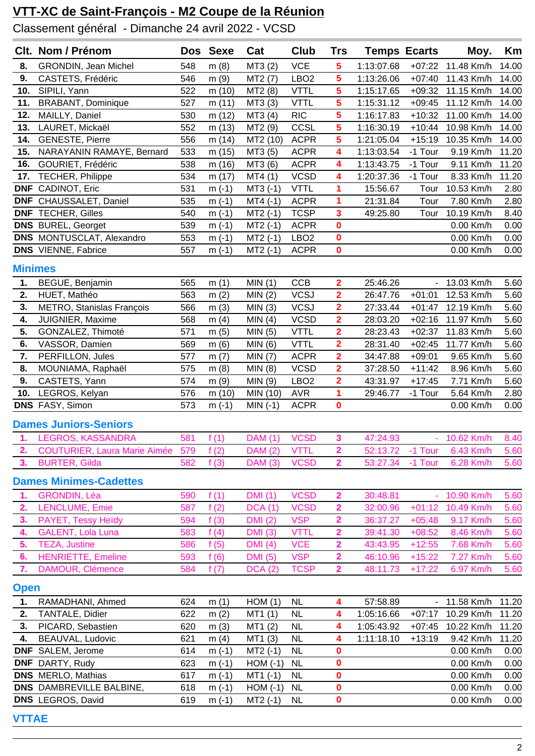# VTT-XC de Saint-François - M2 Coupe de la Réunion

Classement général - Dimanche 24 avril 2022 - VCSD

| Clt. | Nom / Prénom | Dos | Sexe | Cat | Club | Trs | Temps | Ecarts | Moy. | Km |
|---|---|---|---|---|---|---|---|---|---|---|
| 8. | GRONDIN, Jean Michel | 548 | m (8) | MT3 (2) | VCE | 5 | 1:13:07.68 | +07:22 | 11.48 Km/h | 14.00 |
| 9. | CASTETS, Frédéric | 546 | m (9) | MT2 (7) | LBO2 | 5 | 1:13:26.06 | +07:40 | 11.43 Km/h | 14.00 |
| 10. | SIPILI, Yann | 522 | m (10) | MT2 (8) | VTTL | 5 | 1:15:17.65 | +09:32 | 11.15 Km/h | 14.00 |
| 11. | BRABANT, Dominique | 527 | m (11) | MT3 (3) | VTTL | 5 | 1:15:31.12 | +09:45 | 11.12 Km/h | 14.00 |
| 12. | MAILLY, Daniel | 530 | m (12) | MT3 (4) | RIC | 5 | 1:16:17.83 | +10:32 | 11.00 Km/h | 14.00 |
| 13. | LAURET, Mickaël | 552 | m (13) | MT2 (9) | CCSL | 5 | 1:16:30.19 | +10:44 | 10.98 Km/h | 14.00 |
| 14. | GENESTE, Pierre | 556 | m (14) | MT2 (10) | ACPR | 5 | 1:21:05.04 | +15:19 | 10.35 Km/h | 14.00 |
| 15. | NARAYANIN RAMAYE, Bernard | 533 | m (15) | MT3 (5) | ACPR | 4 | 1:13:03.54 | -1 Tour | 9.19 Km/h | 11.20 |
| 16. | GOURIET, Frédéric | 538 | m (16) | MT3 (6) | ACPR | 4 | 1:13:43.75 | -1 Tour | 9.11 Km/h | 11.20 |
| 17. | TECHER, Philippe | 534 | m (17) | MT4 (1) | VCSD | 4 | 1:20:37.36 | -1 Tour | 8.33 Km/h | 11.20 |
| DNF | CADINOT, Eric | 531 | m (-1) | MT3 (-1) | VTTL | 1 | 15:56.67 | Tour | 10.53 Km/h | 2.80 |
| DNF | CHAUSSALET, Daniel | 535 | m (-1) | MT4 (-1) | ACPR | 1 | 21:31.84 | Tour | 7.80 Km/h | 2.80 |
| DNF | TECHER, Gilles | 540 | m (-1) | MT2 (-1) | TCSP | 3 | 49:25.80 | Tour | 10.19 Km/h | 8.40 |
| DNS | BUREL, Georget | 539 | m (-1) | MT2 (-1) | ACPR | 0 | | | 0.00 Km/h | 0.00 |
| DNS | MONTUSCLAT, Alexandro | 553 | m (-1) | MT2 (-1) | LBO2 | 0 | | | 0.00 Km/h | 0.00 |
| DNS | VIENNE, Fabrice | 557 | m (-1) | MT2 (-1) | ACPR | 0 | | | 0.00 Km/h | 0.00 |

## Minimes

| Clt. | Nom / Prénom | Dos | Sexe | Cat | Club | Trs | Temps | Ecarts | Moy. | Km |
|---|---|---|---|---|---|---|---|---|---|---|
| 1. | BEGUE, Benjamin | 565 | m (1) | MIN (1) | CCB | 2 | 25:46.26 | - | 13.03 Km/h | 5.60 |
| 2. | HUET, Mathéo | 563 | m (2) | MIN (2) | VCSJ | 2 | 26:47.76 | +01:01 | 12.53 Km/h | 5.60 |
| 3. | METRO, Stanislas François | 566 | m (3) | MIN (3) | VCSJ | 2 | 27:33.44 | +01:47 | 12.19 Km/h | 5.60 |
| 4. | JUIGNIER, Maxime | 568 | m (4) | MIN (4) | VCSD | 2 | 28:03.20 | +02:16 | 11.97 Km/h | 5.60 |
| 5. | GONZALEZ, Thimoté | 571 | m (5) | MIN (5) | VTTL | 2 | 28:23.43 | +02:37 | 11.83 Km/h | 5.60 |
| 6. | VASSOR, Damien | 569 | m (6) | MIN (6) | VTTL | 2 | 28:31.40 | +02:45 | 11.77 Km/h | 5.60 |
| 7. | PERFILLON, Jules | 577 | m (7) | MIN (7) | ACPR | 2 | 34:47.88 | +09:01 | 9.65 Km/h | 5.60 |
| 8. | MOUNIAMA, Raphaël | 575 | m (8) | MIN (8) | VCSD | 2 | 37:28.50 | +11:42 | 8.96 Km/h | 5.60 |
| 9. | CASTETS, Yann | 574 | m (9) | MIN (9) | LBO2 | 2 | 43:31.97 | +17:45 | 7.71 Km/h | 5.60 |
| 10. | LEGROS, Kelyan | 576 | m (10) | MIN (10) | AVR | 1 | 29:46.77 | -1 Tour | 5.64 Km/h | 2.80 |
| DNS | FASY, Simon | 573 | m (-1) | MIN (-1) | ACPR | 0 | | | 0.00 Km/h | 0.00 |

## Dames Juniors-Seniors

| Clt. | Nom / Prénom | Dos | Sexe | Cat | Club | Trs | Temps | Ecarts | Moy. | Km |
|---|---|---|---|---|---|---|---|---|---|---|
| 1. | LEGROS, KASSANDRA | 581 | f (1) | DAM (1) | VCSD | 3 | 47:24.93 | - | 10.62 Km/h | 8.40 |
| 2. | COUTURIER, Laura Marie Aimée | 579 | f (2) | DAM (2) | VTTL | 2 | 52:13.72 | -1 Tour | 6.43 Km/h | 5.60 |
| 3. | BURTER, Gilda | 582 | f (3) | DAM (3) | VCSD | 2 | 53:27.34 | -1 Tour | 6.28 Km/h | 5.60 |

## Dames Minimes-Cadettes

| Clt. | Nom / Prénom | Dos | Sexe | Cat | Club | Trs | Temps | Ecarts | Moy. | Km |
|---|---|---|---|---|---|---|---|---|---|---|
| 1. | GRONDIN, Léa | 590 | f (1) | DMI (1) | VCSD | 2 | 30:48.81 | - | 10.90 Km/h | 5.60 |
| 2. | LENCLUME, Emie | 587 | f (2) | DCA (1) | VCSD | 2 | 32:00.96 | +01:12 | 10.49 Km/h | 5.60 |
| 3. | PAYET, Tessy Heïdy | 594 | f (3) | DMI (2) | VSP | 2 | 36:37.27 | +05:48 | 9.17 Km/h | 5.60 |
| 4. | GALENT, Lola Luna | 583 | f (4) | DMI (3) | VTTL | 2 | 39:41.30 | +08:52 | 8.46 Km/h | 5.60 |
| 5. | TEZA, Justine | 586 | f (5) | DMI (4) | VCE | 2 | 43:43.95 | +12:55 | 7.68 Km/h | 5.60 |
| 6. | HENRIETTE, Emeline | 593 | f (6) | DMI (5) | VSP | 2 | 46:10.96 | +15:22 | 7.27 Km/h | 5.60 |
| 7. | DAMOUR, Clémence | 584 | f (7) | DCA (2) | TCSP | 2 | 48:11.73 | +17:22 | 6.97 Km/h | 5.60 |

## Open

| Clt. | Nom / Prénom | Dos | Sexe | Cat | Club | Trs | Temps | Ecarts | Moy. | Km |
|---|---|---|---|---|---|---|---|---|---|---|
| 1. | RAMADHANI, Ahmed | 624 | m (1) | HOM (1) | NL | 4 | 57:58.89 | - | 11.58 Km/h | 11.20 |
| 2. | TANTALE, Didier | 622 | m (2) | MT1 (1) | NL | 4 | 1:05:16.66 | +07:17 | 10.29 Km/h | 11.20 |
| 3. | PICARD, Sebastien | 620 | m (3) | MT1 (2) | NL | 4 | 1:05:43.92 | +07:45 | 10.22 Km/h | 11.20 |
| 4. | BEAUVAL, Ludovic | 621 | m (4) | MT1 (3) | NL | 4 | 1:11:18.10 | +13:19 | 9.42 Km/h | 11.20 |
| DNF | SALEM, Jerome | 614 | m (-1) | MT2 (-1) | NL | 0 | | | 0.00 Km/h | 0.00 |
| DNF | DARTY, Rudy | 623 | m (-1) | HOM (-1) | NL | 0 | | | 0.00 Km/h | 0.00 |
| DNS | MERLO, Mathias | 617 | m (-1) | MT1 (-1) | NL | 0 | | | 0.00 Km/h | 0.00 |
| DNS | DAMBREVILLE BALBINE, | 618 | m (-1) | HOM (-1) | NL | 0 | | | 0.00 Km/h | 0.00 |
| DNS | LEGROS, David | 619 | m (-1) | MT2 (-1) | NL | 0 | | | 0.00 Km/h | 0.00 |

## VTTAE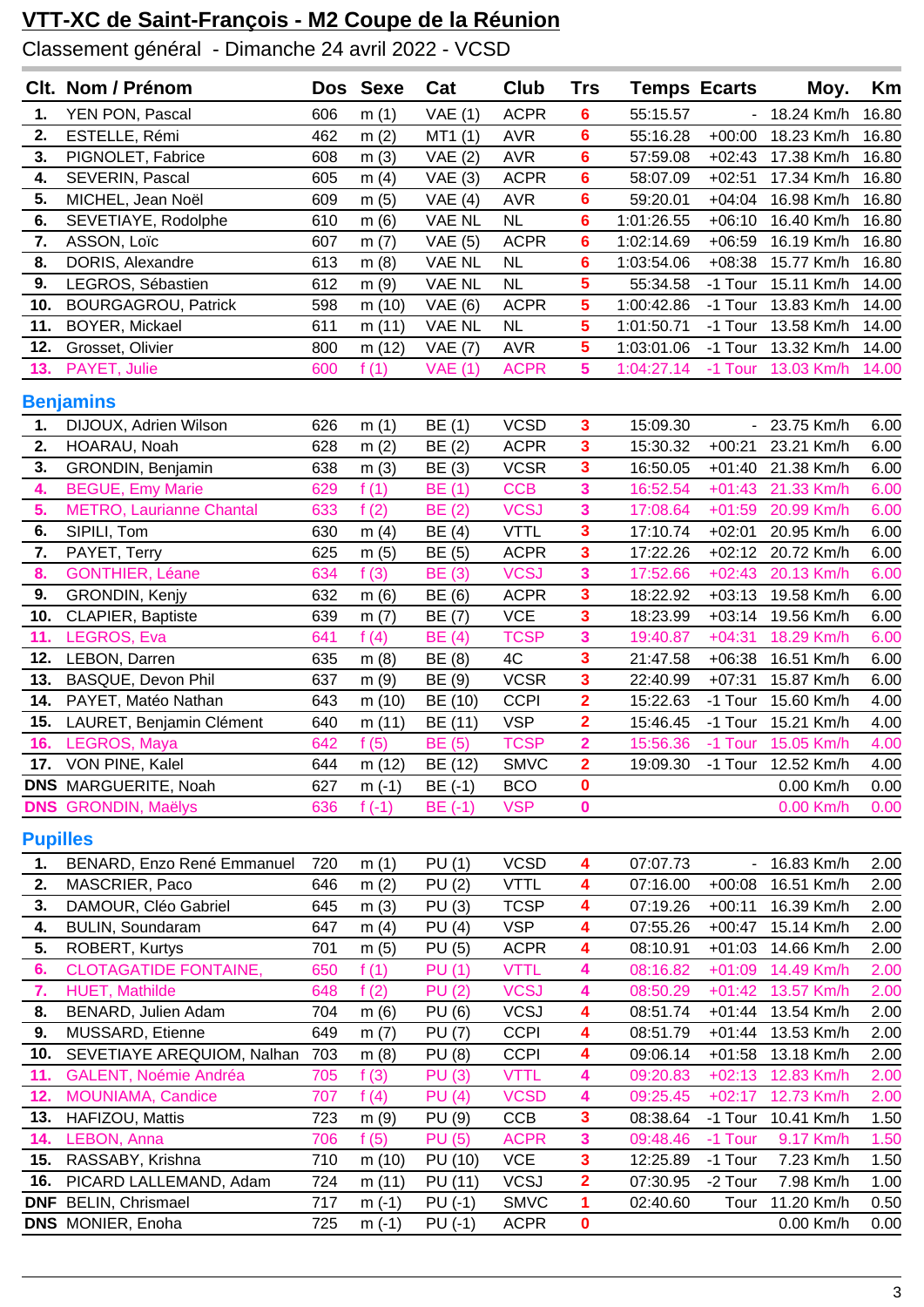# VTT-XC de Saint-François - M2 Coupe de la Réunion

Classement général - Dimanche 24 avril 2022 - VCSD

| Clt. | Nom / Prénom | Dos | Sexe | Cat | Club | Trs | Temps | Ecarts | Moy. | Km |
|---|---|---|---|---|---|---|---|---|---|---|
| 1. | YEN PON, Pascal | 606 | m (1) | VAE (1) | ACPR | 6 | 55:15.57 | - | 18.24 Km/h | 16.80 |
| 2. | ESTELLE, Rémi | 462 | m (2) | MT1 (1) | AVR | 6 | 55:16.28 | +00:00 | 18.23 Km/h | 16.80 |
| 3. | PIGNOLET, Fabrice | 608 | m (3) | VAE (2) | AVR | 6 | 57:59.08 | +02:43 | 17.38 Km/h | 16.80 |
| 4. | SEVERIN, Pascal | 605 | m (4) | VAE (3) | ACPR | 6 | 58:07.09 | +02:51 | 17.34 Km/h | 16.80 |
| 5. | MICHEL, Jean Noël | 609 | m (5) | VAE (4) | AVR | 6 | 59:20.01 | +04:04 | 16.98 Km/h | 16.80 |
| 6. | SEVETIAYE, Rodolphe | 610 | m (6) | VAE NL | NL | 6 | 1:01:26.55 | +06:10 | 16.40 Km/h | 16.80 |
| 7. | ASSON, Loïc | 607 | m (7) | VAE (5) | ACPR | 6 | 1:02:14.69 | +06:59 | 16.19 Km/h | 16.80 |
| 8. | DORIS, Alexandre | 613 | m (8) | VAE NL | NL | 6 | 1:03:54.06 | +08:38 | 15.77 Km/h | 16.80 |
| 9. | LEGROS, Sébastien | 612 | m (9) | VAE NL | NL | 5 | 55:34.58 | -1 Tour | 15.11 Km/h | 14.00 |
| 10. | BOURGAGROU, Patrick | 598 | m (10) | VAE (6) | ACPR | 5 | 1:00:42.86 | -1 Tour | 13.83 Km/h | 14.00 |
| 11. | BOYER, Mickael | 611 | m (11) | VAE NL | NL | 5 | 1:01:50.71 | -1 Tour | 13.58 Km/h | 14.00 |
| 12. | Grosset, Olivier | 800 | m (12) | VAE (7) | AVR | 5 | 1:03:01.06 | -1 Tour | 13.32 Km/h | 14.00 |
| 13. | PAYET, Julie | 600 | f (1) | VAE (1) | ACPR | 5 | 1:04:27.14 | -1 Tour | 13.03 Km/h | 14.00 |

## Benjamins

| Clt. | Nom / Prénom | Dos | Sexe | Cat | Club | Trs | Temps | Ecarts | Moy. | Km |
|---|---|---|---|---|---|---|---|---|---|---|
| 1. | DIJOUX, Adrien Wilson | 626 | m (1) | BE (1) | VCSD | 3 | 15:09.30 | - | 23.75 Km/h | 6.00 |
| 2. | HOARAU, Noah | 628 | m (2) | BE (2) | ACPR | 3 | 15:30.32 | +00:21 | 23.21 Km/h | 6.00 |
| 3. | GRONDIN, Benjamin | 638 | m (3) | BE (3) | VCSR | 3 | 16:50.05 | +01:40 | 21.38 Km/h | 6.00 |
| 4. | BEGUE, Emy Marie | 629 | f (1) | BE (1) | CCB | 3 | 16:52.54 | +01:43 | 21.33 Km/h | 6.00 |
| 5. | METRO, Laurianne Chantal | 633 | f (2) | BE (2) | VCSJ | 3 | 17:08.64 | +01:59 | 20.99 Km/h | 6.00 |
| 6. | SIPILI, Tom | 630 | m (4) | BE (4) | VTTL | 3 | 17:10.74 | +02:01 | 20.95 Km/h | 6.00 |
| 7. | PAYET, Terry | 625 | m (5) | BE (5) | ACPR | 3 | 17:22.26 | +02:12 | 20.72 Km/h | 6.00 |
| 8. | GONTHIER, Léane | 634 | f (3) | BE (3) | VCSJ | 3 | 17:52.66 | +02:43 | 20.13 Km/h | 6.00 |
| 9. | GRONDIN, Kenjy | 632 | m (6) | BE (6) | ACPR | 3 | 18:22.92 | +03:13 | 19.58 Km/h | 6.00 |
| 10. | CLAPIER, Baptiste | 639 | m (7) | BE (7) | VCE | 3 | 18:23.99 | +03:14 | 19.56 Km/h | 6.00 |
| 11. | LEGROS, Eva | 641 | f (4) | BE (4) | TCSP | 3 | 19:40.87 | +04:31 | 18.29 Km/h | 6.00 |
| 12. | LEBON, Darren | 635 | m (8) | BE (8) | 4C | 3 | 21:47.58 | +06:38 | 16.51 Km/h | 6.00 |
| 13. | BASQUE, Devon Phil | 637 | m (9) | BE (9) | VCSR | 3 | 22:40.99 | +07:31 | 15.87 Km/h | 6.00 |
| 14. | PAYET, Matéo Nathan | 643 | m (10) | BE (10) | CCPI | 2 | 15:22.63 | -1 Tour | 15.60 Km/h | 4.00 |
| 15. | LAURET, Benjamin Clément | 640 | m (11) | BE (11) | VSP | 2 | 15:46.45 | -1 Tour | 15.21 Km/h | 4.00 |
| 16. | LEGROS, Maya | 642 | f (5) | BE (5) | TCSP | 2 | 15:56.36 | -1 Tour | 15.05 Km/h | 4.00 |
| 17. | VON PINE, Kalel | 644 | m (12) | BE (12) | SMVC | 2 | 19:09.30 | -1 Tour | 12.52 Km/h | 4.00 |
| DNS | MARGUERITE, Noah | 627 | m (-1) | BE (-1) | BCO | 0 | | | 0.00 Km/h | 0.00 |
| DNS | GRONDIN, Maëlys | 636 | f (-1) | BE (-1) | VSP | 0 | | | 0.00 Km/h | 0.00 |

## Pupilles

| Clt. | Nom / Prénom | Dos | Sexe | Cat | Club | Trs | Temps | Ecarts | Moy. | Km |
|---|---|---|---|---|---|---|---|---|---|---|
| 1. | BENARD, Enzo René Emmanuel | 720 | m (1) | PU (1) | VCSD | 4 | 07:07.73 | - | 16.83 Km/h | 2.00 |
| 2. | MASCRIER, Paco | 646 | m (2) | PU (2) | VTTL | 4 | 07:16.00 | +00:08 | 16.51 Km/h | 2.00 |
| 3. | DAMOUR, Cléo Gabriel | 645 | m (3) | PU (3) | TCSP | 4 | 07:19.26 | +00:11 | 16.39 Km/h | 2.00 |
| 4. | BULIN, Soundaram | 647 | m (4) | PU (4) | VSP | 4 | 07:55.26 | +00:47 | 15.14 Km/h | 2.00 |
| 5. | ROBERT, Kurtys | 701 | m (5) | PU (5) | ACPR | 4 | 08:10.91 | +01:03 | 14.66 Km/h | 2.00 |
| 6. | CLOTAGATIDE FONTAINE, | 650 | f (1) | PU (1) | VTTL | 4 | 08:16.82 | +01:09 | 14.49 Km/h | 2.00 |
| 7. | HUET, Mathilde | 648 | f (2) | PU (2) | VCSJ | 4 | 08:50.29 | +01:42 | 13.57 Km/h | 2.00 |
| 8. | BENARD, Julien Adam | 704 | m (6) | PU (6) | VCSJ | 4 | 08:51.74 | +01:44 | 13.54 Km/h | 2.00 |
| 9. | MUSSARD, Etienne | 649 | m (7) | PU (7) | CCPI | 4 | 08:51.79 | +01:44 | 13.53 Km/h | 2.00 |
| 10. | SEVETIAYE AREQUIOM, Nalhan | 703 | m (8) | PU (8) | CCPI | 4 | 09:06.14 | +01:58 | 13.18 Km/h | 2.00 |
| 11. | GALENT, Noémie Andréa | 705 | f (3) | PU (3) | VTTL | 4 | 09:20.83 | +02:13 | 12.83 Km/h | 2.00 |
| 12. | MOUNIAMA, Candice | 707 | f (4) | PU (4) | VCSD | 4 | 09:25.45 | +02:17 | 12.73 Km/h | 2.00 |
| 13. | HAFIZOU, Mattis | 723 | m (9) | PU (9) | CCB | 3 | 08:38.64 | -1 Tour | 10.41 Km/h | 1.50 |
| 14. | LEBON, Anna | 706 | f (5) | PU (5) | ACPR | 3 | 09:48.46 | -1 Tour | 9.17 Km/h | 1.50 |
| 15. | RASSABY, Krishna | 710 | m (10) | PU (10) | VCE | 3 | 12:25.89 | -1 Tour | 7.23 Km/h | 1.50 |
| 16. | PICARD LALLEMAND, Adam | 724 | m (11) | PU (11) | VCSJ | 2 | 07:30.95 | -2 Tour | 7.98 Km/h | 1.00 |
| DNF | BELIN, Chrismael | 717 | m (-1) | PU (-1) | SMVC | 1 | 02:40.60 | Tour | 11.20 Km/h | 0.50 |
| DNS | MONIER, Enoha | 725 | m (-1) | PU (-1) | ACPR | 0 | | | 0.00 Km/h | 0.00 |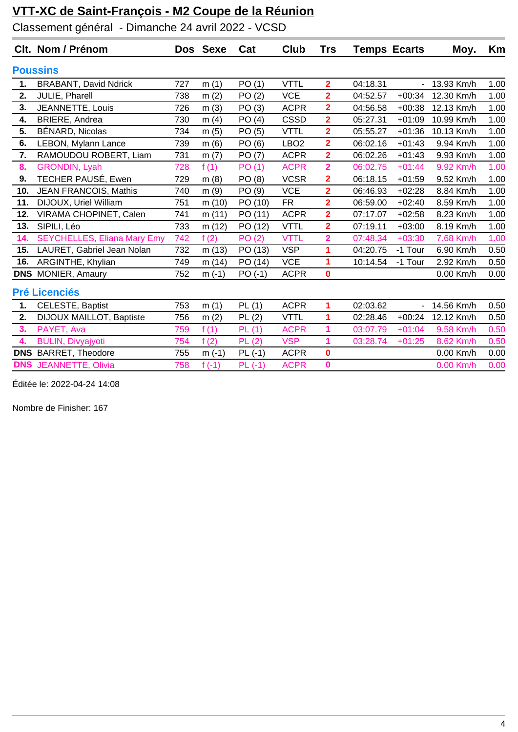# VTT-XC de Saint-François - M2 Coupe de la Réunion

Classement général - Dimanche 24 avril 2022 - VCSD

| Clt. | Nom / Prénom | Dos | Sexe | Cat | Club | Trs | Temps | Ecarts | Moy. | Km |
|---|---|---|---|---|---|---|---|---|---|---|
| **Poussins** | | | | | | | | | | |
| 1. | BRABANT, David Ndrick | 727 | m (1) | PO (1) | VTTL | 2 | 04:18.31 | - | 13.93 Km/h | 1.00 |
| 2. | JULIE, Pharell | 738 | m (2) | PO (2) | VCE | 2 | 04:52.57 | +00:34 | 12.30 Km/h | 1.00 |
| 3. | JEANNETTE, Louis | 726 | m (3) | PO (3) | ACPR | 2 | 04:56.58 | +00:38 | 12.13 Km/h | 1.00 |
| 4. | BRIERE, Andrea | 730 | m (4) | PO (4) | CSSD | 2 | 05:27.31 | +01:09 | 10.99 Km/h | 1.00 |
| 5. | BÉNARD, Nicolas | 734 | m (5) | PO (5) | VTTL | 2 | 05:55.27 | +01:36 | 10.13 Km/h | 1.00 |
| 6. | LEBON, Mylann Lance | 739 | m (6) | PO (6) | LBO2 | 2 | 06:02.16 | +01:43 | 9.94 Km/h | 1.00 |
| 7. | RAMOUDOU ROBERT, Liam | 731 | m (7) | PO (7) | ACPR | 2 | 06:02.26 | +01:43 | 9.93 Km/h | 1.00 |
| 8. | GRONDIN, Lyah | 728 | f (1) | PO (1) | ACPR | 2 | 06:02.75 | +01:44 | 9.92 Km/h | 1.00 |
| 9. | TECHER PAUSÉ, Ewen | 729 | m (8) | PO (8) | VCSR | 2 | 06:18.15 | +01:59 | 9.52 Km/h | 1.00 |
| 10. | JEAN FRANCOIS, Mathis | 740 | m (9) | PO (9) | VCE | 2 | 06:46.93 | +02:28 | 8.84 Km/h | 1.00 |
| 11. | DIJOUX, Uriel William | 751 | m (10) | PO (10) | FR | 2 | 06:59.00 | +02:40 | 8.59 Km/h | 1.00 |
| 12. | VIRAMA CHOPINET, Calen | 741 | m (11) | PO (11) | ACPR | 2 | 07:17.07 | +02:58 | 8.23 Km/h | 1.00 |
| 13. | SIPILI, Léo | 733 | m (12) | PO (12) | VTTL | 2 | 07:19.11 | +03:00 | 8.19 Km/h | 1.00 |
| 14. | SEYCHELLES, Eliana Mary Emy | 742 | f (2) | PO (2) | VTTL | 2 | 07:48.34 | +03:30 | 7.68 Km/h | 1.00 |
| 15. | LAURET, Gabriel Jean Nolan | 732 | m (13) | PO (13) | VSP | 1 | 04:20.75 | -1 Tour | 6.90 Km/h | 0.50 |
| 16. | ARGINTHE, Khylian | 749 | m (14) | PO (14) | VCE | 1 | 10:14.54 | -1 Tour | 2.92 Km/h | 0.50 |
| DNS | MONIER, Amaury | 752 | m (-1) | PO (-1) | ACPR | 0 | | | 0.00 Km/h | 0.00 |
| **Pré Licenciés** | | | | | | | | | | |
| 1. | CELESTE, Baptist | 753 | m (1) | PL (1) | ACPR | 1 | 02:03.62 | - | 14.56 Km/h | 0.50 |
| 2. | DIJOUX MAILLOT, Baptiste | 756 | m (2) | PL (2) | VTTL | 1 | 02:28.46 | +00:24 | 12.12 Km/h | 0.50 |
| 3. | PAYET, Ava | 759 | f (1) | PL (1) | ACPR | 1 | 03:07.79 | +01:04 | 9.58 Km/h | 0.50 |
| 4. | BULIN, Divyajyoti | 754 | f (2) | PL (2) | VSP | 1 | 03:28.74 | +01:25 | 8.62 Km/h | 0.50 |
| DNS | BARRET, Theodore | 755 | m (-1) | PL (-1) | ACPR | 0 | | | 0.00 Km/h | 0.00 |
| DNS | JEANNETTE, Olivia | 758 | f (-1) | PL (-1) | ACPR | 0 | | | 0.00 Km/h | 0.00 |

Éditée le: 2022-04-24 14:08

Nombre de Finisher: 167